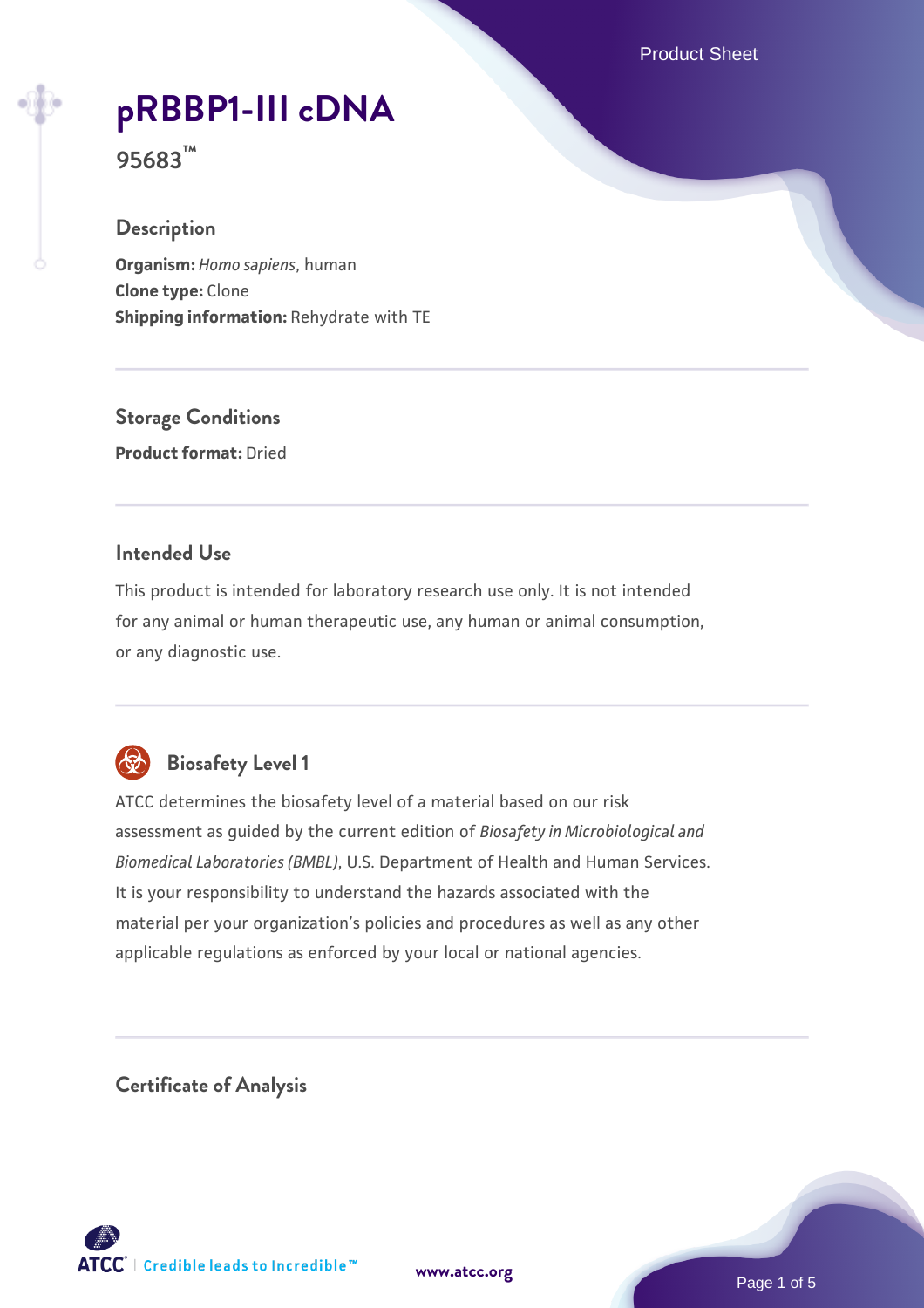# pRBBP1-III cDNA

**95683™**

## Description

**Organism:** *Homo sapiens*, human
**Clone type:** Clone
**Shipping information:** Rehydrate with TE

## Storage Conditions

**Product format:** Dried

## Intended Use

This product is intended for laboratory research use only. It is not intended for any animal or human therapeutic use, any human or animal consumption, or any diagnostic use.

## Biosafety Level 1

ATCC determines the biosafety level of a material based on our risk assessment as guided by the current edition of *Biosafety in Microbiological and Biomedical Laboratories (BMBL)*, U.S. Department of Health and Human Services. It is your responsibility to understand the hazards associated with the material per your organization's policies and procedures as well as any other applicable regulations as enforced by your local or national agencies.

## Certificate of Analysis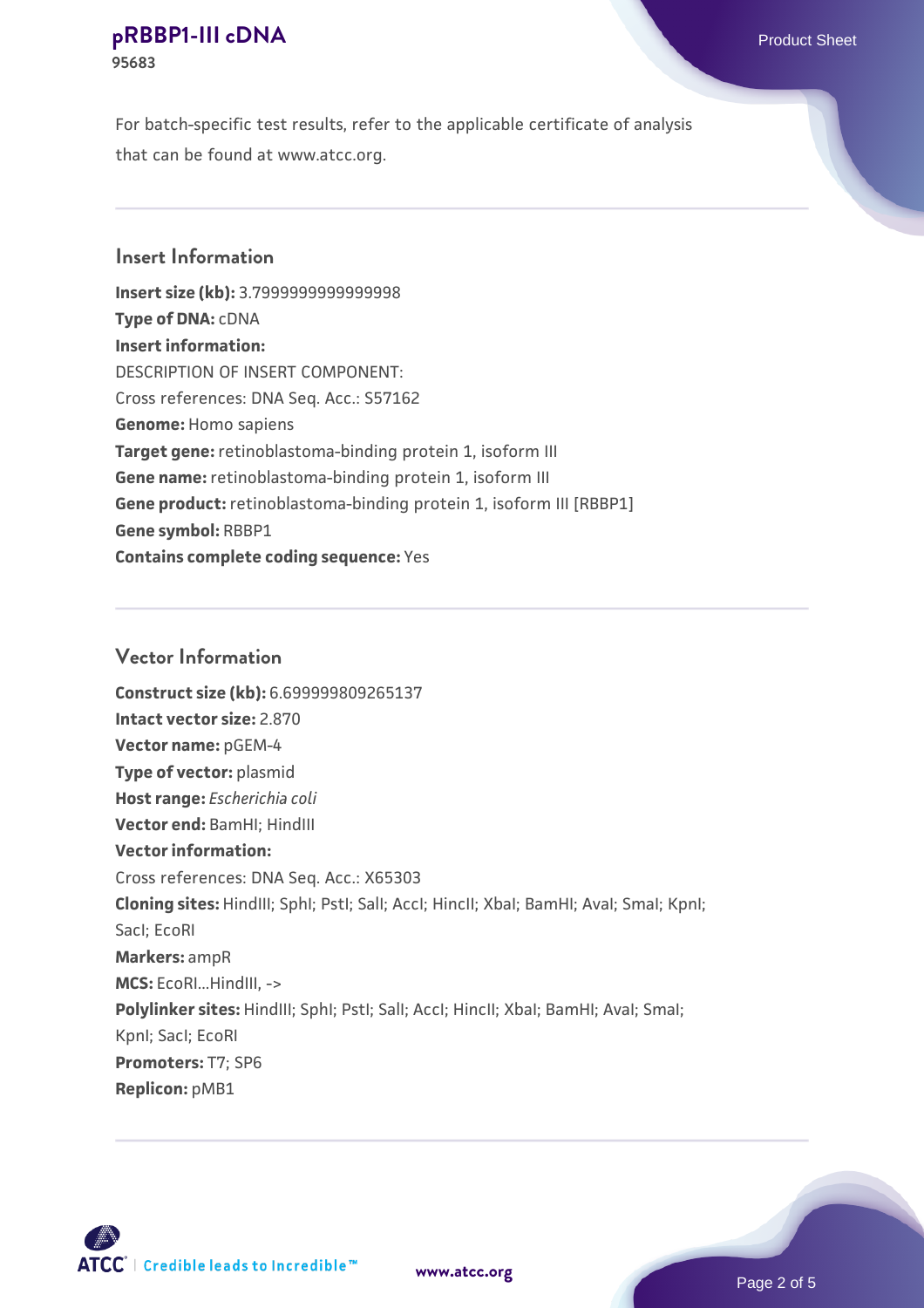For batch-specific test results, refer to the applicable certificate of analysis that can be found at www.atcc.org.

## Insert Information

**Insert size (kb):** 3.7999999999999998
**Type of DNA:** cDNA
**Insert information:**
DESCRIPTION OF INSERT COMPONENT:
Cross references: DNA Seq. Acc.: S57162
**Genome:** Homo sapiens
**Target gene:** retinoblastoma-binding protein 1, isoform III
**Gene name:** retinoblastoma-binding protein 1, isoform III
**Gene product:** retinoblastoma-binding protein 1, isoform III [RBBP1]
**Gene symbol:** RBBP1
**Contains complete coding sequence:** Yes

## Vector Information

**Construct size (kb):** 6.699999809265137
**Intact vector size:** 2.870
**Vector name:** pGEM-4
**Type of vector:** plasmid
**Host range:** *Escherichia coli*
**Vector end:** BamHI; HindIII
**Vector information:**
Cross references: DNA Seq. Acc.: X65303
**Cloning sites:** HindIII; SphI; PstI; SalI; AccI; HincII; XbaI; BamHI; AvaI; SmaI; KpnI; SacI; EcoRI
**Markers:** ampR
**MCS:** EcoRI...HindIII, ->
**Polylinker sites:** HindIII; SphI; PstI; SalI; AccI; HincII; XbaI; BamHI; AvaI; SmaI; KpnI; SacI; EcoRI
**Promoters:** T7; SP6
**Replicon:** pMB1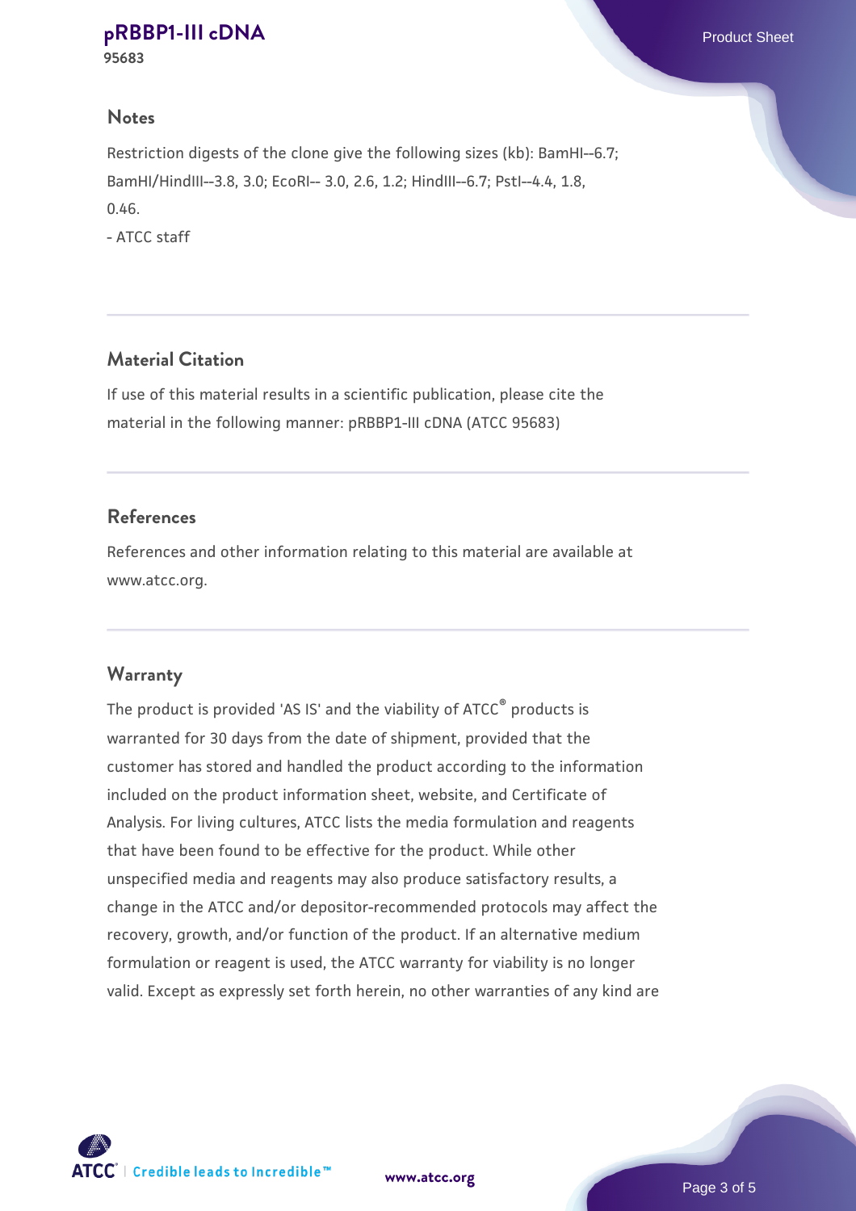## Notes

Restriction digests of the clone give the following sizes (kb): BamHI--6.7; BamHI/HindIII--3.8, 3.0; EcoRI-- 3.0, 2.6, 1.2; HindIII--6.7; PstI--4.4, 1.8, 0.46.

- ATCC staff

## Material Citation

If use of this material results in a scientific publication, please cite the material in the following manner: pRBBP1-III cDNA (ATCC 95683)

## References

References and other information relating to this material are available at www.atcc.org.

## Warranty

The product is provided 'AS IS' and the viability of ATCC® products is warranted for 30 days from the date of shipment, provided that the customer has stored and handled the product according to the information included on the product information sheet, website, and Certificate of Analysis. For living cultures, ATCC lists the media formulation and reagents that have been found to be effective for the product. While other unspecified media and reagents may also produce satisfactory results, a change in the ATCC and/or depositor-recommended protocols may affect the recovery, growth, and/or function of the product. If an alternative medium formulation or reagent is used, the ATCC warranty for viability is no longer valid. Except as expressly set forth herein, no other warranties of any kind are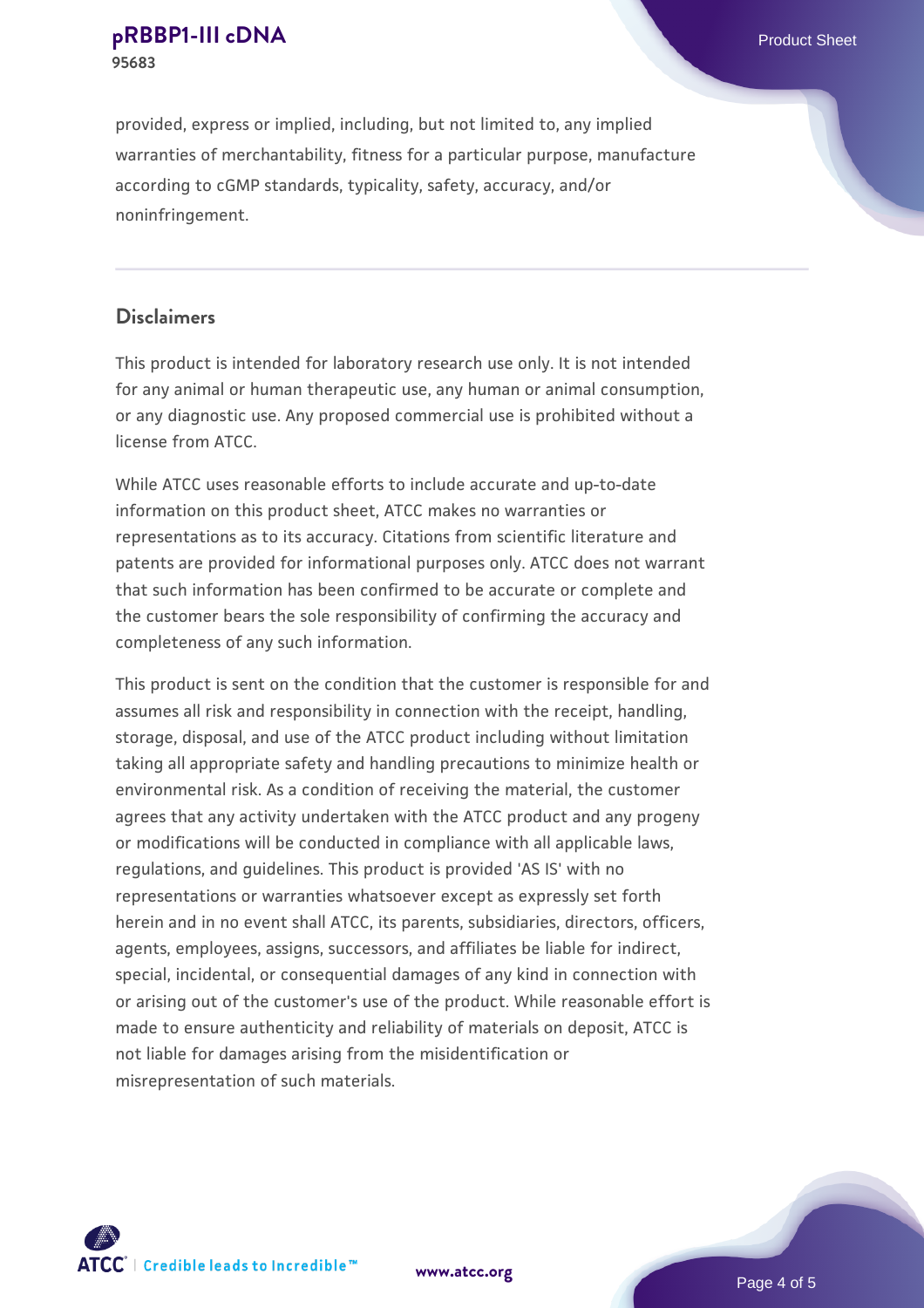provided, express or implied, including, but not limited to, any implied warranties of merchantability, fitness for a particular purpose, manufacture according to cGMP standards, typicality, safety, accuracy, and/or noninfringement.

## Disclaimers

This product is intended for laboratory research use only. It is not intended for any animal or human therapeutic use, any human or animal consumption, or any diagnostic use. Any proposed commercial use is prohibited without a license from ATCC.

While ATCC uses reasonable efforts to include accurate and up-to-date information on this product sheet, ATCC makes no warranties or representations as to its accuracy. Citations from scientific literature and patents are provided for informational purposes only. ATCC does not warrant that such information has been confirmed to be accurate or complete and the customer bears the sole responsibility of confirming the accuracy and completeness of any such information.

This product is sent on the condition that the customer is responsible for and assumes all risk and responsibility in connection with the receipt, handling, storage, disposal, and use of the ATCC product including without limitation taking all appropriate safety and handling precautions to minimize health or environmental risk. As a condition of receiving the material, the customer agrees that any activity undertaken with the ATCC product and any progeny or modifications will be conducted in compliance with all applicable laws, regulations, and guidelines. This product is provided 'AS IS' with no representations or warranties whatsoever except as expressly set forth herein and in no event shall ATCC, its parents, subsidiaries, directors, officers, agents, employees, assigns, successors, and affiliates be liable for indirect, special, incidental, or consequential damages of any kind in connection with or arising out of the customer's use of the product. While reasonable effort is made to ensure authenticity and reliability of materials on deposit, ATCC is not liable for damages arising from the misidentification or misrepresentation of such materials.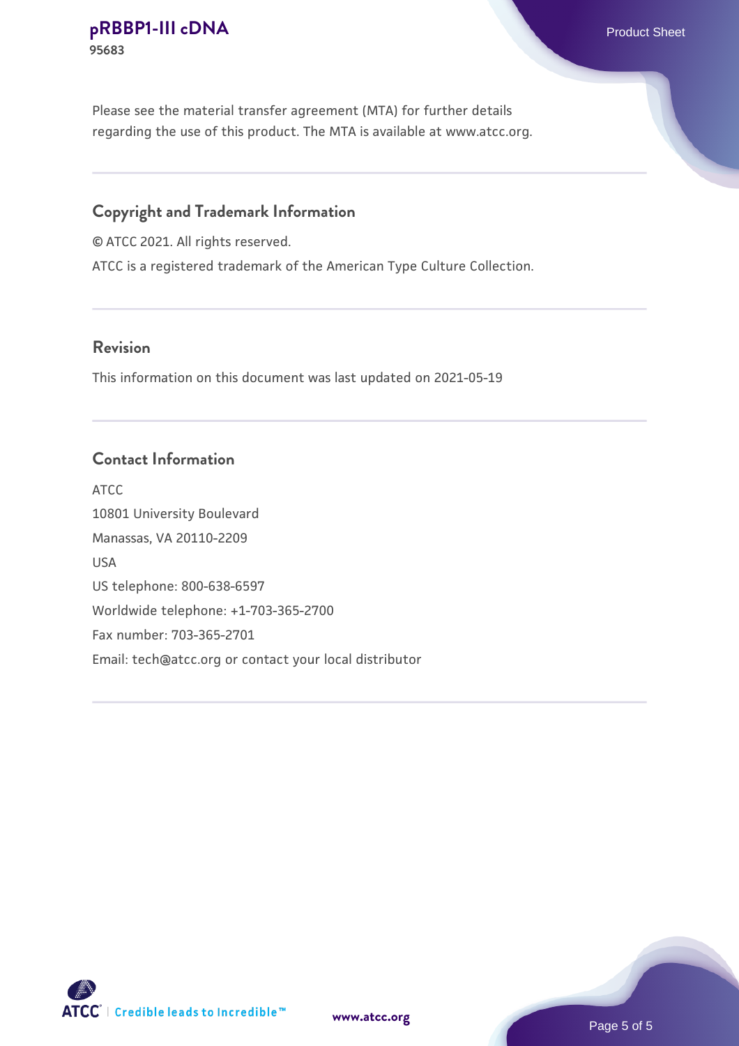Please see the material transfer agreement (MTA) for further details regarding the use of this product. The MTA is available at www.atcc.org.

## Copyright and Trademark Information

© ATCC 2021. All rights reserved.

ATCC is a registered trademark of the American Type Culture Collection.

## Revision

This information on this document was last updated on 2021-05-19

## Contact Information

ATCC
10801 University Boulevard
Manassas, VA 20110-2209
USA
US telephone: 800-638-6597
Worldwide telephone: +1-703-365-2700
Fax number: 703-365-2701
Email: tech@atcc.org or contact your local distributor